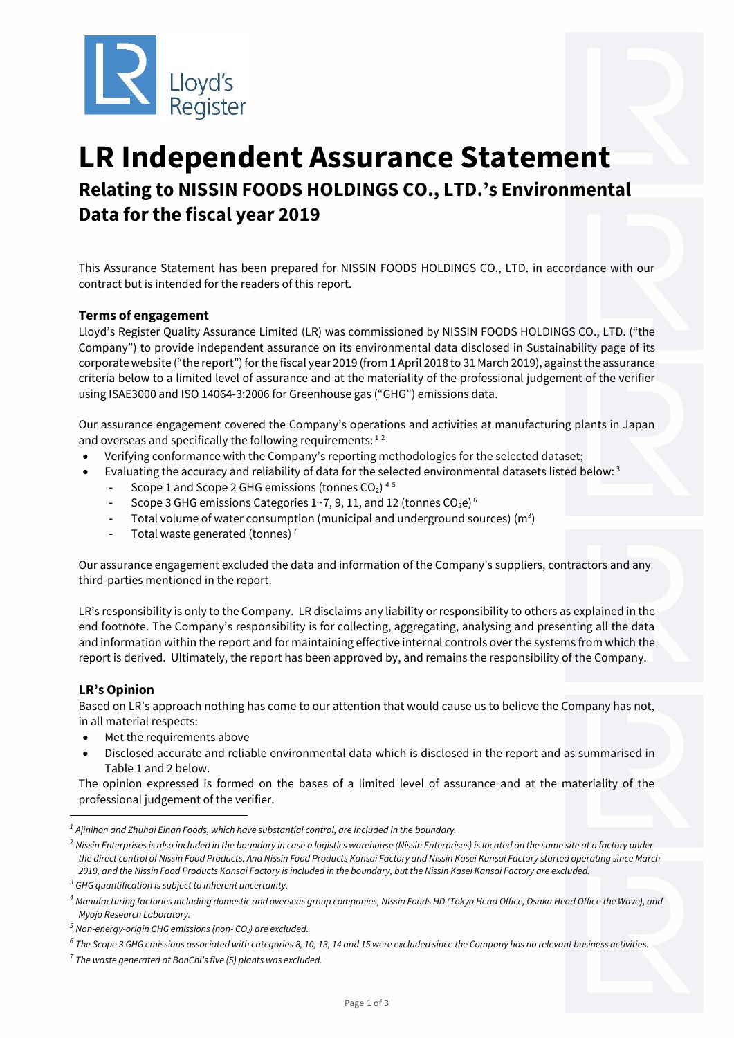# LR Independent Assurance Statement

## Relating to NISSIN FOODS HOLDINGS CO., LTD.'s Environmental Data for the fiscal year 2019

This Assurance Statement has been prepared for NISSIN FOODS HOLDINGS CO., LTD. in accordance with our contract but is intended for the readers of this report.

### Terms of engagement

Lloyd's Register Quality Assurance Limited (LR) was commissioned by NISSIN FOODS HOLDINGS CO., LTD. ("the Company") to provide independent assurance on its environmental data disclosed in Sustainability page of its corporate website ("the report") for the fiscal year 2019 (from 1 April 2018 to 31 March 2019), against the assurance criteria below to a limited level of assurance and at the materiality of the professional judgement of the verifier using ISAE3000 and ISO 14064-3:2006 for Greenhouse gas ("GHG") emissions data.

Our assurance engagement covered the Company's operations and activities at manufacturing plants in Japan and overseas and specifically the following requirements: [1 2]

- Verifying conformance with the Company's reporting methodologies for the selected dataset;
- Evaluating the accuracy and reliability of data for the selected environmental datasets listed below: [3]
  - Scope 1 and Scope 2 GHG emissions (tonnes $CO_2$) [4 5]
  - Scope 3 GHG emissions Categories 1~7, 9, 11, and 12 (tonnes $CO_2e$) [6]
  - Total volume of water consumption (municipal and underground sources) ($m^3$)
  - Total waste generated (tonnes) [7]

Our assurance engagement excluded the data and information of the Company's suppliers, contractors and any third-parties mentioned in the report.

LR's responsibility is only to the Company. LR disclaims any liability or responsibility to others as explained in the end footnote. The Company's responsibility is for collecting, aggregating, analysing and presenting all the data and information within the report and for maintaining effective internal controls over the systems from which the report is derived. Ultimately, the report has been approved by, and remains the responsibility of the Company.

### LR's Opinion

Based on LR's approach nothing has come to our attention that would cause us to believe the Company has not, in all material respects:

- Met the requirements above
- Disclosed accurate and reliable environmental data which is disclosed in the report and as summarised in Table 1 and 2 below.

The opinion expressed is formed on the bases of a limited level of assurance and at the materiality of the professional judgement of the verifier.

---

*[1] Ajinihon and Zhuhai Einan Foods, which have substantial control, are included in the boundary.*

*[2] Nissin Enterprises is also included in the boundary in case a logistics warehouse (Nissin Enterprises) is located on the same site at a factory under the direct control of Nissin Food Products. And Nissin Food Products Kansai Factory and Nissin Kasei Kansai Factory started operating since March 2019, and the Nissin Food Products Kansai Factory is included in the boundary, but the Nissin Kasei Kansai Factory are excluded.*

*[3] GHG quantification is subject to inherent uncertainty.*

*[4] Manufacturing factories including domestic and overseas group companies, Nissin Foods HD (Tokyo Head Office, Osaka Head Office the Wave), and Myojo Research Laboratory.*

*[5] Non-energy-origin GHG emissions (non- $CO_2$) are excluded.*

*[6] The Scope 3 GHG emissions associated with categories 8, 10, 13, 14 and 15 were excluded since the Company has no relevant business activities.*

*[7] The waste generated at BonChi's five (5) plants was excluded.*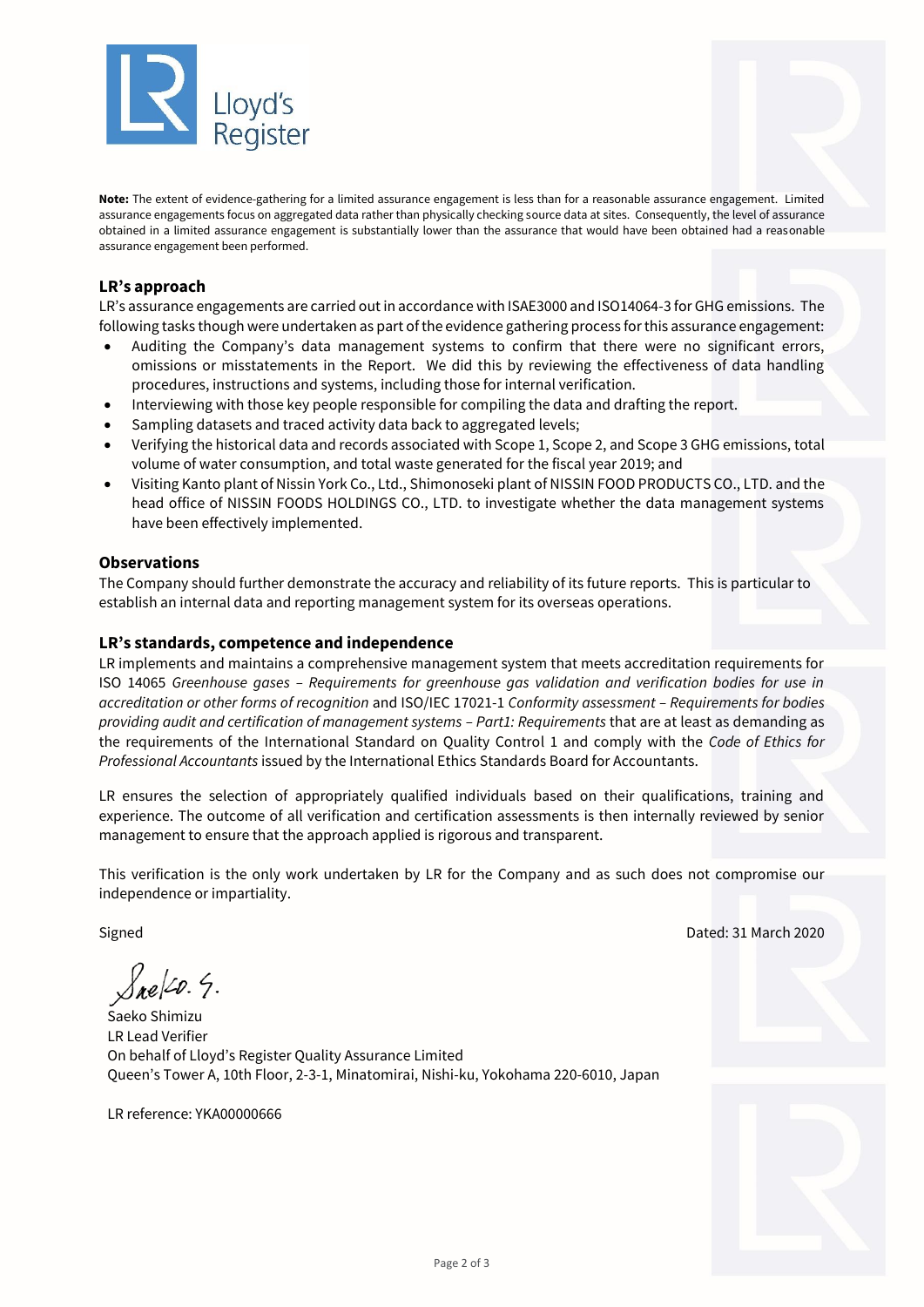**Note:** The extent of evidence-gathering for a limited assurance engagement is less than for a reasonable assurance engagement. Limited assurance engagements focus on aggregated data rather than physically checking source data at sites. Consequently, the level of assurance obtained in a limited assurance engagement is substantially lower than the assurance that would have been obtained had a reasonable assurance engagement been performed.

### LR's approach

LR's assurance engagements are carried out in accordance with ISAE3000 and ISO14064-3 for GHG emissions. The following tasks though were undertaken as part of the evidence gathering process for this assurance engagement:

- Auditing the Company's data management systems to confirm that there were no significant errors, omissions or misstatements in the Report. We did this by reviewing the effectiveness of data handling procedures, instructions and systems, including those for internal verification.
- Interviewing with those key people responsible for compiling the data and drafting the report.
- Sampling datasets and traced activity data back to aggregated levels;
- Verifying the historical data and records associated with Scope 1, Scope 2, and Scope 3 GHG emissions, total volume of water consumption, and total waste generated for the fiscal year 2019; and
- Visiting Kanto plant of Nissin York Co., Ltd., Shimonoseki plant of NISSIN FOOD PRODUCTS CO., LTD. and the head office of NISSIN FOODS HOLDINGS CO., LTD. to investigate whether the data management systems have been effectively implemented.

### Observations

The Company should further demonstrate the accuracy and reliability of its future reports. This is particular to establish an internal data and reporting management system for its overseas operations.

### LR's standards, competence and independence

LR implements and maintains a comprehensive management system that meets accreditation requirements for ISO 14065 *Greenhouse gases – Requirements for greenhouse gas validation and verification bodies for use in accreditation or other forms of recognition* and ISO/IEC 17021-1 *Conformity assessment – Requirements for bodies providing audit and certification of management systems – Part1: Requirements* that are at least as demanding as the requirements of the International Standard on Quality Control 1 and comply with the *Code of Ethics for Professional Accountants* issued by the International Ethics Standards Board for Accountants.

LR ensures the selection of appropriately qualified individuals based on their qualifications, training and experience. The outcome of all verification and certification assessments is then internally reviewed by senior management to ensure that the approach applied is rigorous and transparent.

This verification is the only work undertaken by LR for the Company and as such does not compromise our independence or impartiality.

Signed

Dated: 31 March 2020

Saeko S.

Saeko Shimizu
LR Lead Verifier
On behalf of Lloyd's Register Quality Assurance Limited
Queen's Tower A, 10th Floor, 2-3-1, Minatomirai, Nishi-ku, Yokohama 220-6010, Japan

LR reference: YKA00000666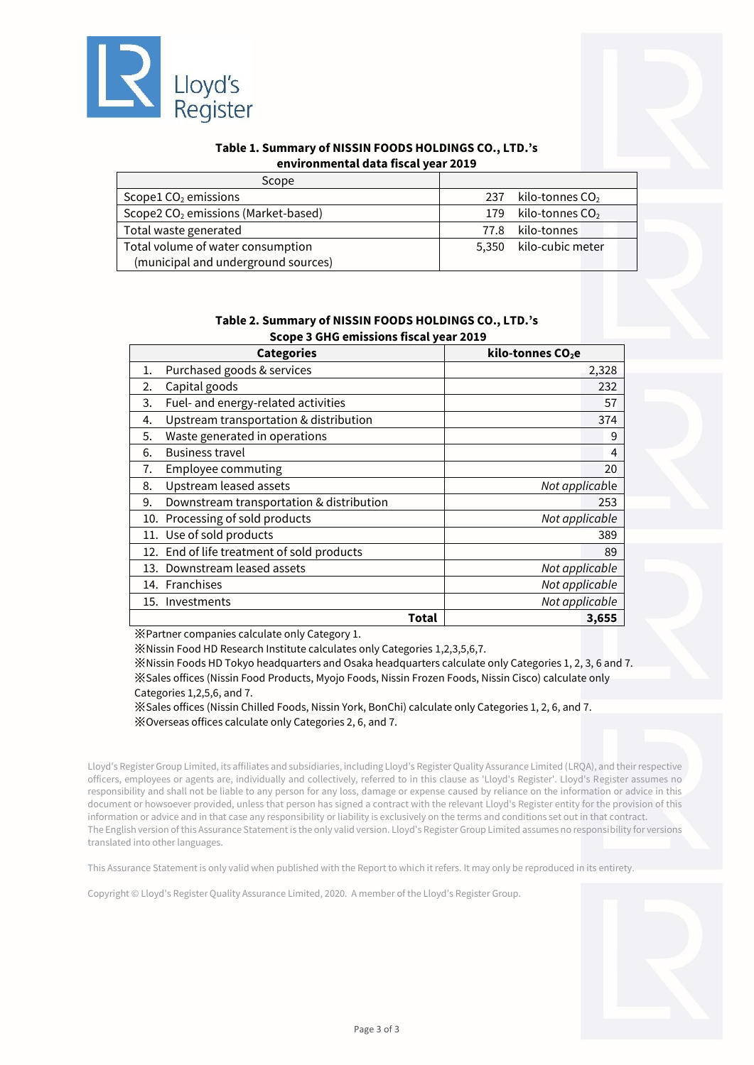Lloyd's Register

**Table 1. Summary of NISSIN FOODS HOLDINGS CO., LTD.'s environmental data fiscal year 2019**

| Scope | | |
|---|---|---|
| Scope1 $CO_2$ emissions | 237 | kilo-tonnes $CO_2$ |
| Scope2 $CO_2$ emissions (Market-based) | 179 | kilo-tonnes $CO_2$ |
| Total waste generated | 77.8 | kilo-tonnes |
| Total volume of water consumption (municipal and underground sources) | 5,350 | kilo-cubic meter |

**Table 2. Summary of NISSIN FOODS HOLDINGS CO., LTD.'s Scope 3 GHG emissions fiscal year 2019**

| Categories | kilo-tonnes $CO_2e$ |
|---|---|
| 1. Purchased goods & services | 2,328 |
| 2. Capital goods | 232 |
| 3. Fuel- and energy-related activities | 57 |
| 4. Upstream transportation & distribution | 374 |
| 5. Waste generated in operations | 9 |
| 6. Business travel | 4 |
| 7. Employee commuting | 20 |
| 8. Upstream leased assets | *Not applicable* |
| 9. Downstream transportation & distribution | 253 |
| 10. Processing of sold products | *Not applicable* |
| 11. Use of sold products | 389 |
| 12. End of life treatment of sold products | 89 |
| 13. Downstream leased assets | *Not applicable* |
| 14. Franchises | *Not applicable* |
| 15. Investments | *Not applicable* |
| **Total** | **3,655** |

※Partner companies calculate only Category 1.
※Nissin Food HD Research Institute calculates only Categories 1,2,3,5,6,7.
※Nissin Foods HD Tokyo headquarters and Osaka headquarters calculate only Categories 1, 2, 3, 6 and 7.
※Sales offices (Nissin Food Products, Myojo Foods, Nissin Frozen Foods, Nissin Cisco) calculate only Categories 1,2,5,6, and 7.
※Sales offices (Nissin Chilled Foods, Nissin York, BonChi) calculate only Categories 1, 2, 6, and 7.
※Overseas offices calculate only Categories 2, 6, and 7.

Lloyd's Register Group Limited, its affiliates and subsidiaries, including Lloyd's Register Quality Assurance Limited (LRQA), and their respective officers, employees or agents are, individually and collectively, referred to in this clause as 'Lloyd's Register'. Lloyd's Register assumes no responsibility and shall not be liable to any person for any loss, damage or expense caused by reliance on the information or advice in this document or howsoever provided, unless that person has signed a contract with the relevant Lloyd's Register entity for the provision of this information or advice and in that case any responsibility or liability is exclusively on the terms and conditions set out in that contract.
The English version of this Assurance Statement is the only valid version. Lloyd's Register Group Limited assumes no responsibility for versions translated into other languages.

This Assurance Statement is only valid when published with the Report to which it refers. It may only be reproduced in its entirety.

Copyright © Lloyd's Register Quality Assurance Limited, 2020. A member of the Lloyd's Register Group.